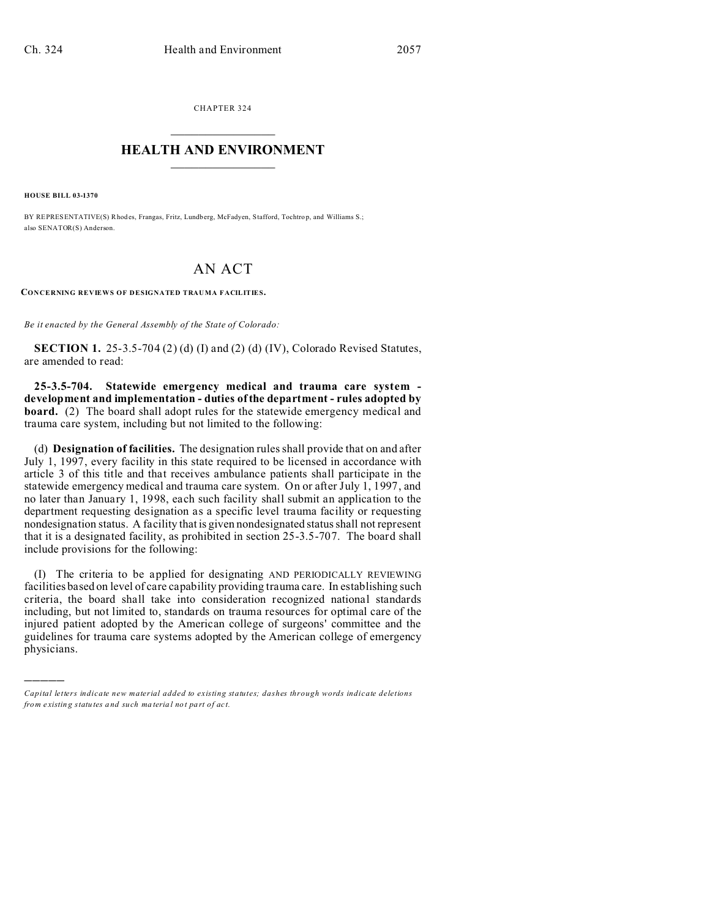CHAPTER 324

# HEALTH AND ENVIRONMENT

**HOUSE BILL 03-1370**

BY REPRESENTATIVE(S) Rhodes, Frangas, Fritz, Lundberg, McFadyen, Stafford, Tochtrop, and Williams S.;
also SENATOR(S) Anderson.

# AN ACT

**CONCERNING REVIEWS OF DESIGNATED TRAUMA FACILITIES.**

*Be it enacted by the General Assembly of the State of Colorado:*

**SECTION 1.** 25-3.5-704 (2) (d) (I) and (2) (d) (IV), Colorado Revised Statutes, are amended to read:

**25-3.5-704. Statewide emergency medical and trauma care system - development and implementation - duties of the department - rules adopted by board.** (2) The board shall adopt rules for the statewide emergency medical and trauma care system, including but not limited to the following:

(d) **Designation of facilities.** The designation rules shall provide that on and after July 1, 1997, every facility in this state required to be licensed in accordance with article 3 of this title and that receives ambulance patients shall participate in the statewide emergency medical and trauma care system. On or after July 1, 1997, and no later than January 1, 1998, each such facility shall submit an application to the department requesting designation as a specific level trauma facility or requesting nondesignation status. A facility that is given nondesignated status shall not represent that it is a designated facility, as prohibited in section 25-3.5-707. The board shall include provisions for the following:

(I) The criteria to be applied for designating AND PERIODICALLY REVIEWING facilities based on level of care capability providing trauma care. In establishing such criteria, the board shall take into consideration recognized national standards including, but not limited to, standards on trauma resources for optimal care of the injured patient adopted by the American college of surgeons' committee and the guidelines for trauma care systems adopted by the American college of emergency physicians.

---

*Capital letters indicate new material added to existing statutes; dashes through words indicate deletions from existing statutes and such material not part of act.*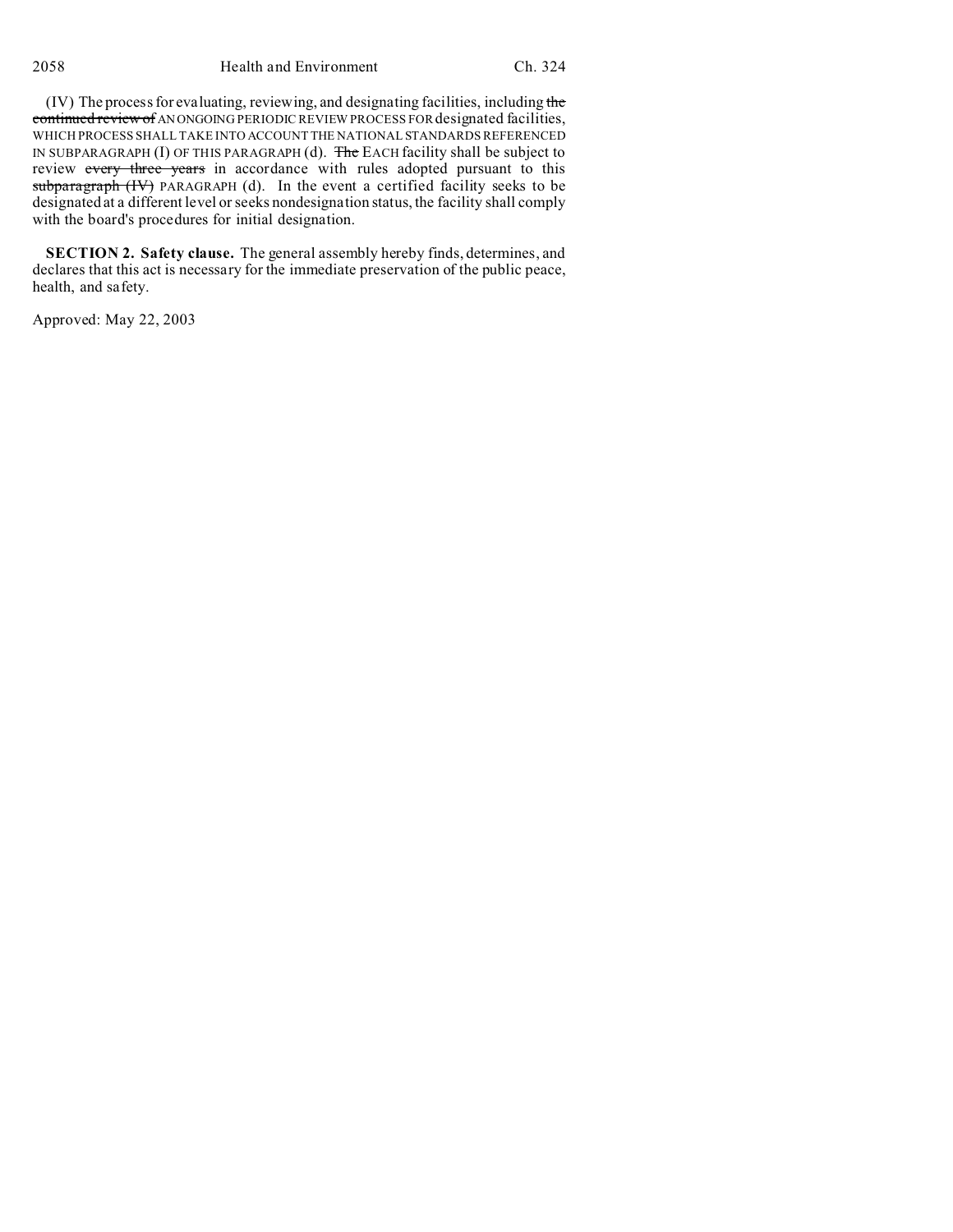(IV) The process for evaluating, reviewing, and designating facilities, including ~~the continued review of~~ AN ONGOING PERIODIC REVIEW PROCESS FOR designated facilities, WHICH PROCESS SHALL TAKE INTO ACCOUNT THE NATIONAL STANDARDS REFERENCED IN SUBPARAGRAPH (I) OF THIS PARAGRAPH (d). ~~The~~ EACH facility shall be subject to review ~~every three years~~ in accordance with rules adopted pursuant to this ~~subparagraph (IV)~~ PARAGRAPH (d). In the event a certified facility seeks to be designated at a different level or seeks nondesignation status, the facility shall comply with the board's procedures for initial designation.

**SECTION 2. Safety clause.** The general assembly hereby finds, determines, and declares that this act is necessary for the immediate preservation of the public peace, health, and safety.

Approved: May 22, 2003